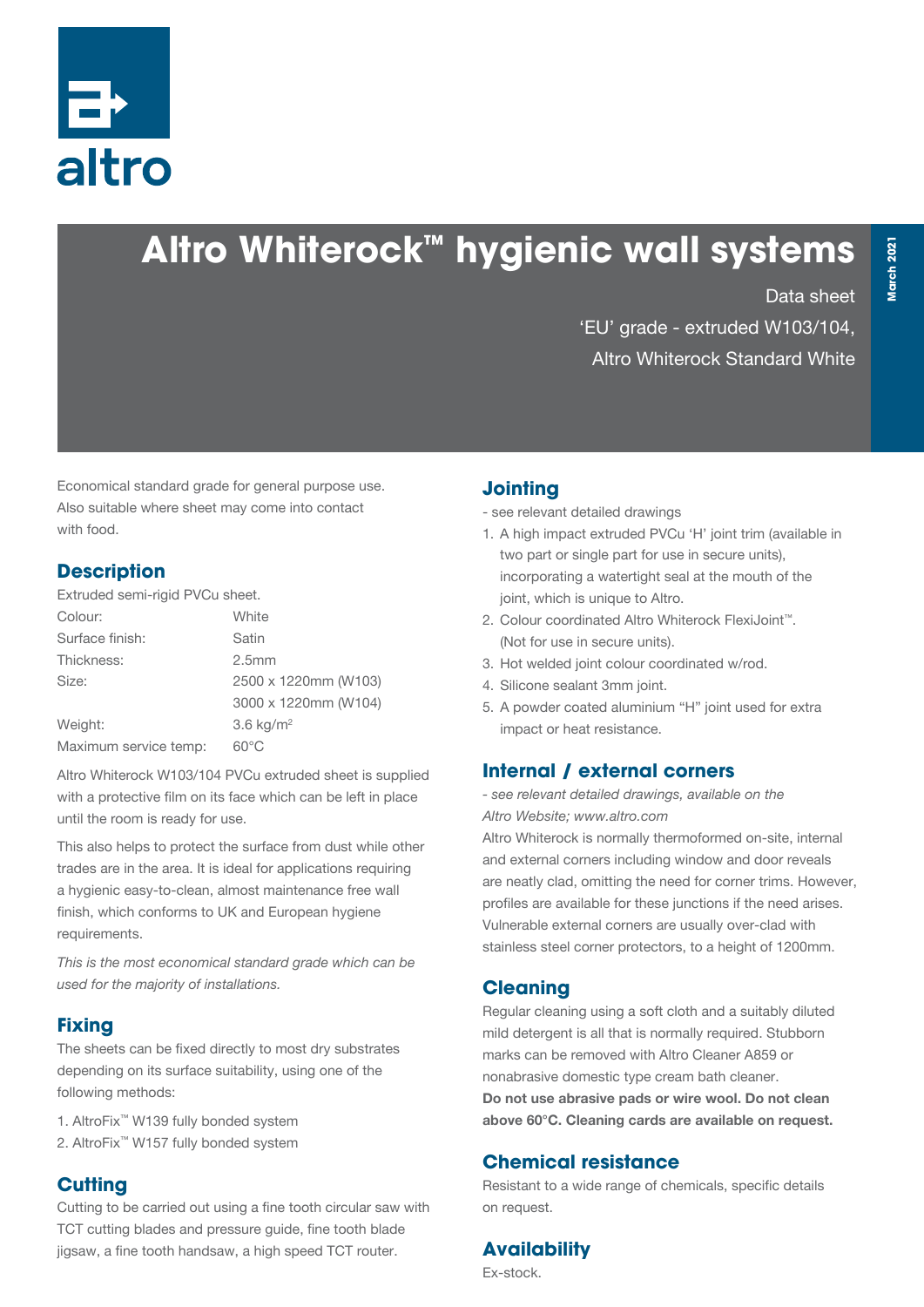altro

# Altro Whiterock™ hygienic wall systems

Data sheet

'EU' grade - extruded W103/104,

Altro Whiterock Standard White

March 2021

Economical standard grade for general purpose use. Also suitable where sheet may come into contact with food.

## Description

Extruded semi-rigid PVCu sheet.

| | |
|---|---|
| Colour: | White |
| Surface finish: | Satin |
| Thickness: | 2.5mm |
| Size: | 2500 x 1220mm (W103)<br>3000 x 1220mm (W104) |
| Weight: | 3.6 kg/m² |
| Maximum service temp: | 60°C |

Altro Whiterock W103/104 PVCu extruded sheet is supplied with a protective film on its face which can be left in place until the room is ready for use.

This also helps to protect the surface from dust while other trades are in the area. It is ideal for applications requiring a hygienic easy-to-clean, almost maintenance free wall finish, which conforms to UK and European hygiene requirements.

*This is the most economical standard grade which can be used for the majority of installations.*

## Fixing

The sheets can be fixed directly to most dry substrates depending on its surface suitability, using one of the following methods:

1. AltroFix™ W139 fully bonded system
2. AltroFix™ W157 fully bonded system

## Cutting

Cutting to be carried out using a fine tooth circular saw with TCT cutting blades and pressure guide, fine tooth blade jigsaw, a fine tooth handsaw, a high speed TCT router.

## Jointing

- see relevant detailed drawings

1. A high impact extruded PVCu 'H' joint trim (available in two part or single part for use in secure units), incorporating a watertight seal at the mouth of the joint, which is unique to Altro.
2. Colour coordinated Altro Whiterock FlexiJoint™. (Not for use in secure units).
3. Hot welded joint colour coordinated w/rod.
4. Silicone sealant 3mm joint.
5. A powder coated aluminium "H" joint used for extra impact or heat resistance.

## Internal / external corners

*- see relevant detailed drawings, available on the Altro Website; www.altro.com*

Altro Whiterock is normally thermoformed on-site, internal and external corners including window and door reveals are neatly clad, omitting the need for corner trims. However, profiles are available for these junctions if the need arises. Vulnerable external corners are usually over-clad with stainless steel corner protectors, to a height of 1200mm.

## Cleaning

Regular cleaning using a soft cloth and a suitably diluted mild detergent is all that is normally required. Stubborn marks can be removed with Altro Cleaner A859 or nonabrasive domestic type cream bath cleaner.

**Do not use abrasive pads or wire wool. Do not clean above 60°C. Cleaning cards are available on request.**

## Chemical resistance

Resistant to a wide range of chemicals, specific details on request.

## Availability

Ex-stock.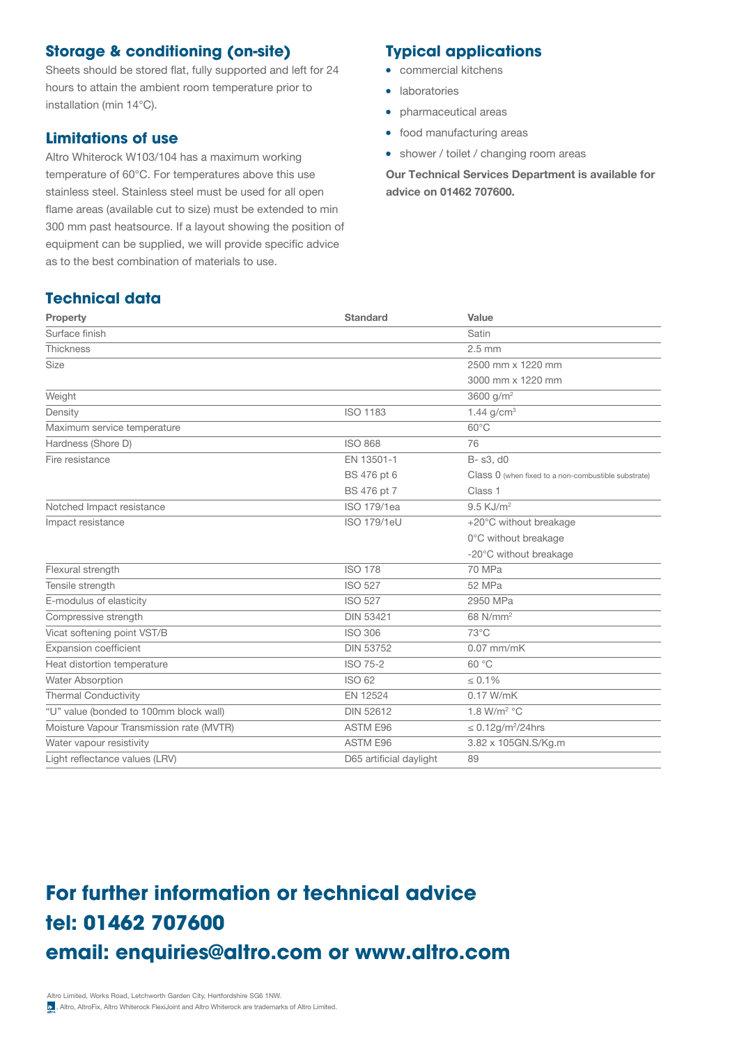## Storage & conditioning (on-site)

Sheets should be stored flat, fully supported and left for 24 hours to attain the ambient room temperature prior to installation (min 14°C).

## Limitations of use

Altro Whiterock W103/104 has a maximum working temperature of 60°C. For temperatures above this use stainless steel. Stainless steel must be used for all open flame areas (available cut to size) must be extended to min 300 mm past heatsource. If a layout showing the position of equipment can be supplied, we will provide specific advice as to the best combination of materials to use.

## Typical applications

- commercial kitchens
- laboratories
- pharmaceutical areas
- food manufacturing areas
- shower / toilet / changing room areas

**Our Technical Services Department is available for advice on 01462 707600.**

## Technical data

| Property | Standard | Value |
|---|---|---|
| Surface finish | | Satin |
| Thickness | | 2.5 mm |
| Size | | 2500 mm x 1220 mm |
| | | 3000 mm x 1220 mm |
| Weight | | 3600 g/m$^2$ |
| Density | ISO 1183 | 1.44 g/cm$^3$ |
| Maximum service temperature | | 60°C |
| Hardness (Shore D) | ISO 868 | 76 |
| Fire resistance | EN 13501-1 | B- s3, d0 |
| | BS 476 pt 6 | Class 0 (when fixed to a non-combustible substrate) |
| | BS 476 pt 7 | Class 1 |
| Notched Impact resistance | ISO 179/1ea | 9.5 KJ/m$^2$ |
| Impact resistance | ISO 179/1eU | +20°C without breakage |
| | | 0°C without breakage |
| | | -20°C without breakage |
| Flexural strength | ISO 178 | 70 MPa |
| Tensile strength | ISO 527 | 52 MPa |
| E-modulus of elasticity | ISO 527 | 2950 MPa |
| Compressive strength | DIN 53421 | 68 N/mm$^2$ |
| Vicat softening point VST/B | ISO 306 | 73°C |
| Expansion coefficient | DIN 53752 | 0.07 mm/mK |
| Heat distortion temperature | ISO 75-2 | 60 °C |
| Water Absorption | ISO 62 | ≤ 0.1% |
| Thermal Conductivity | EN 12524 | 0.17 W/mK |
| "U" value (bonded to 100mm block wall) | DIN 52612 | 1.8 W/m$^2$ °C |
| Moisture Vapour Transmission rate (MVTR) | ASTM E96 | ≤ 0.12g/m$^2$/24hrs |
| Water vapour resistivity | ASTM E96 | 3.82 x 105GN.S/Kg.m |
| Light reflectance values (LRV) | D65 artificial daylight | 89 |

# For further information or technical advice
# tel: 01462 707600
# email: enquiries@altro.com or www.altro.com

Altro Limited, Works Road, Letchworth Garden City, Hertfordshire SG6 1NW.

Altro, AltroFix, Altro Whiterock FlexiJoint and Altro Whiterock are trademarks of Altro Limited.